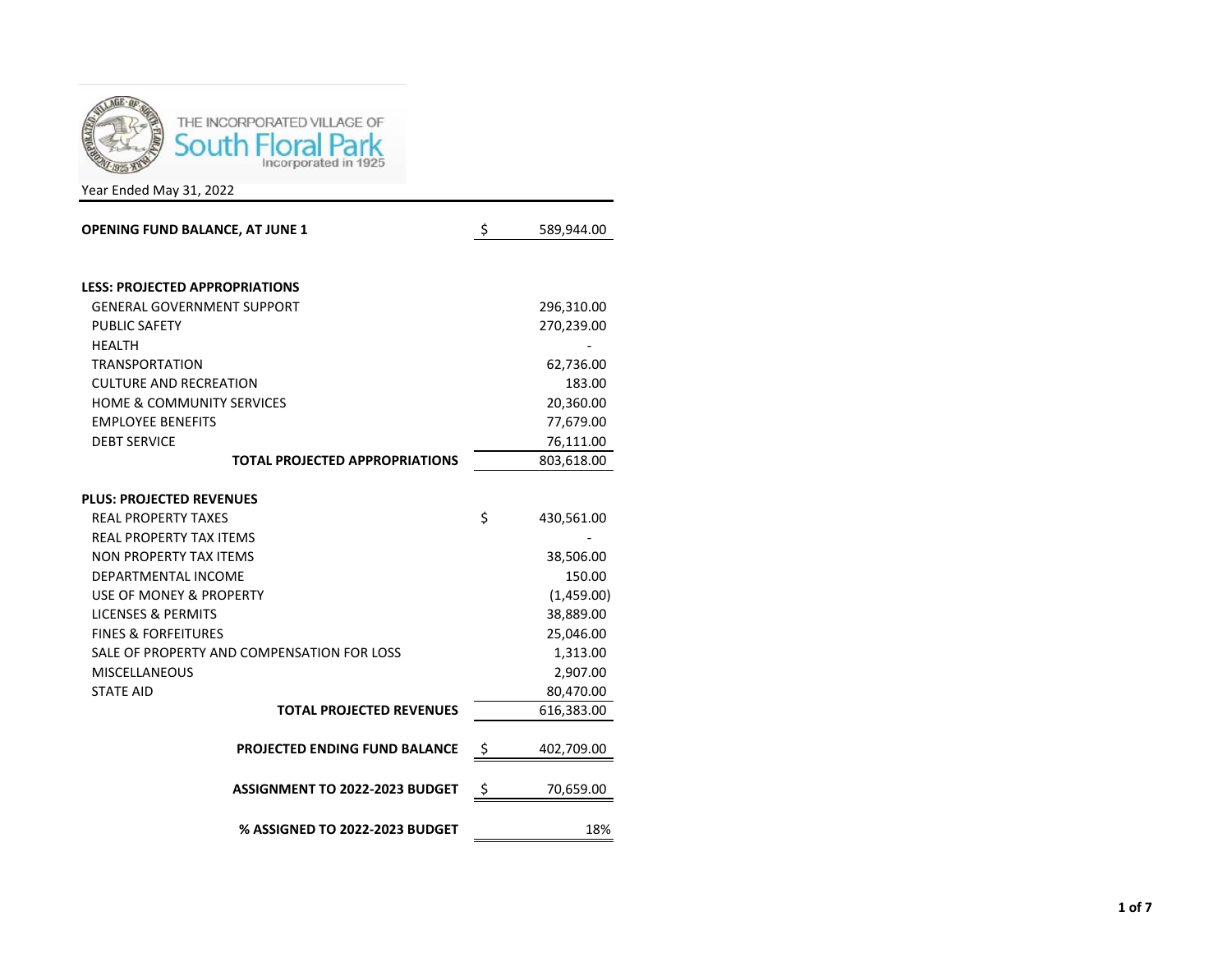THE INCORPORATED VILLAGE OF
# South Floral Park
Incorporated in 1925

Year Ended May 31, 2022

| | | |
|---|---|---|
| **OPENING FUND BALANCE, AT JUNE 1** | $ | 589,944.00 |
| | | |
| **LESS: PROJECTED APPROPRIATIONS** | | |
| GENERAL GOVERNMENT SUPPORT | | 296,310.00 |
| PUBLIC SAFETY | | 270,239.00 |
| HEALTH | | - |
| TRANSPORTATION | | 62,736.00 |
| CULTURE AND RECREATION | | 183.00 |
| HOME & COMMUNITY SERVICES | | 20,360.00 |
| EMPLOYEE BENEFITS | | 77,679.00 |
| DEBT SERVICE | | 76,111.00 |
| **TOTAL PROJECTED APPROPRIATIONS** | | 803,618.00 |
| | | |
| **PLUS: PROJECTED REVENUES** | | |
| REAL PROPERTY TAXES | $ | 430,561.00 |
| REAL PROPERTY TAX ITEMS | | - |
| NON PROPERTY TAX ITEMS | | 38,506.00 |
| DEPARTMENTAL INCOME | | 150.00 |
| USE OF MONEY & PROPERTY | | (1,459.00) |
| LICENSES & PERMITS | | 38,889.00 |
| FINES & FORFEITURES | | 25,046.00 |
| SALE OF PROPERTY AND COMPENSATION FOR LOSS | | 1,313.00 |
| MISCELLANEOUS | | 2,907.00 |
| STATE AID | | 80,470.00 |
| **TOTAL PROJECTED REVENUES** | | 616,383.00 |
| | | |
| **PROJECTED ENDING FUND BALANCE** | $ | 402,709.00 |
| | | |
| **ASSIGNMENT TO 2022-2023 BUDGET** | $ | 70,659.00 |
| | | |
| **% ASSIGNED TO 2022-2023 BUDGET** | | 18% |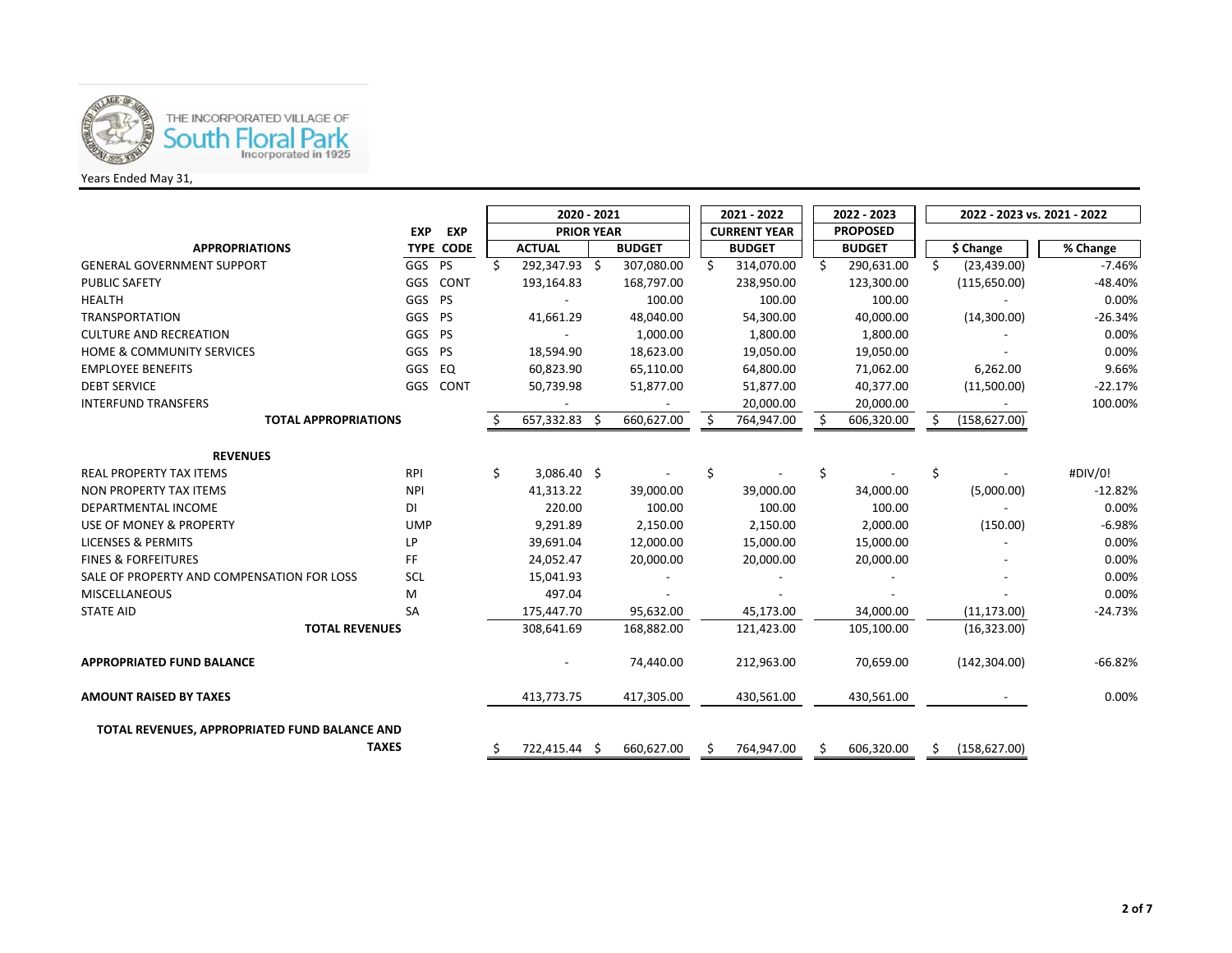THE INCORPORATED VILLAGE OF
**South Floral Park**
Incorporated in 1925

Years Ended May 31,

| APPROPRIATIONS | EXP TYPE | EXP CODE | 2020 - 2021 PRIOR YEAR ACTUAL | 2020 - 2021 PRIOR YEAR BUDGET | 2021 - 2022 CURRENT YEAR BUDGET | 2022 - 2023 PROPOSED BUDGET | 2022 - 2023 vs. 2021 - 2022 $ Change | 2022 - 2023 vs. 2021 - 2022 % Change |
|---|---|---|---|---|---|---|---|---|
| GENERAL GOVERNMENT SUPPORT | GGS | PS | $ 292,347.93 | $ 307,080.00 | $ 314,070.00 | $ 290,631.00 | $ (23,439.00) | -7.46% |
| PUBLIC SAFETY | GGS | CONT | 193,164.83 | 168,797.00 | 238,950.00 | 123,300.00 | (115,650.00) | -48.40% |
| HEALTH | GGS | PS | - | 100.00 | 100.00 | 100.00 | - | 0.00% |
| TRANSPORTATION | GGS | PS | 41,661.29 | 48,040.00 | 54,300.00 | 40,000.00 | (14,300.00) | -26.34% |
| CULTURE AND RECREATION | GGS | PS | - | 1,000.00 | 1,800.00 | 1,800.00 | - | 0.00% |
| HOME & COMMUNITY SERVICES | GGS | PS | 18,594.90 | 18,623.00 | 19,050.00 | 19,050.00 | - | 0.00% |
| EMPLOYEE BENEFITS | GGS | EQ | 60,823.90 | 65,110.00 | 64,800.00 | 71,062.00 | 6,262.00 | 9.66% |
| DEBT SERVICE | GGS | CONT | 50,739.98 | 51,877.00 | 51,877.00 | 40,377.00 | (11,500.00) | -22.17% |
| INTERFUND TRANSFERS | | | - | - | 20,000.00 | 20,000.00 | - | 100.00% |
| **TOTAL APPROPRIATIONS** | | | $ 657,332.83 | $ 660,627.00 | $ 764,947.00 | $ 606,320.00 | $ (158,627.00) | |
| **REVENUES** | | | | | | | | |
| REAL PROPERTY TAX ITEMS | RPI | | $ 3,086.40 | $ - | $ - | $ - | $ - | #DIV/0! |
| NON PROPERTY TAX ITEMS | NPI | | 41,313.22 | 39,000.00 | 39,000.00 | 34,000.00 | (5,000.00) | -12.82% |
| DEPARTMENTAL INCOME | DI | | 220.00 | 100.00 | 100.00 | 100.00 | - | 0.00% |
| USE OF MONEY & PROPERTY | UMP | | 9,291.89 | 2,150.00 | 2,150.00 | 2,000.00 | (150.00) | -6.98% |
| LICENSES & PERMITS | LP | | 39,691.04 | 12,000.00 | 15,000.00 | 15,000.00 | - | 0.00% |
| FINES & FORFEITURES | FF | | 24,052.47 | 20,000.00 | 20,000.00 | 20,000.00 | - | 0.00% |
| SALE OF PROPERTY AND COMPENSATION FOR LOSS | SCL | | 15,041.93 | - | - | - | - | 0.00% |
| MISCELLANEOUS | M | | 497.04 | - | - | - | - | 0.00% |
| STATE AID | SA | | 175,447.70 | 95,632.00 | 45,173.00 | 34,000.00 | (11,173.00) | -24.73% |
| **TOTAL REVENUES** | | | 308,641.69 | 168,882.00 | 121,423.00 | 105,100.00 | (16,323.00) | |
| **APPROPRIATED FUND BALANCE** | | | - | 74,440.00 | 212,963.00 | 70,659.00 | (142,304.00) | -66.82% |
| **AMOUNT RAISED BY TAXES** | | | 413,773.75 | 417,305.00 | 430,561.00 | 430,561.00 | - | 0.00% |
| **TOTAL REVENUES, APPROPRIATED FUND BALANCE AND TAXES** | | | $ 722,415.44 | $ 660,627.00 | $ 764,947.00 | $ 606,320.00 | $ (158,627.00) | |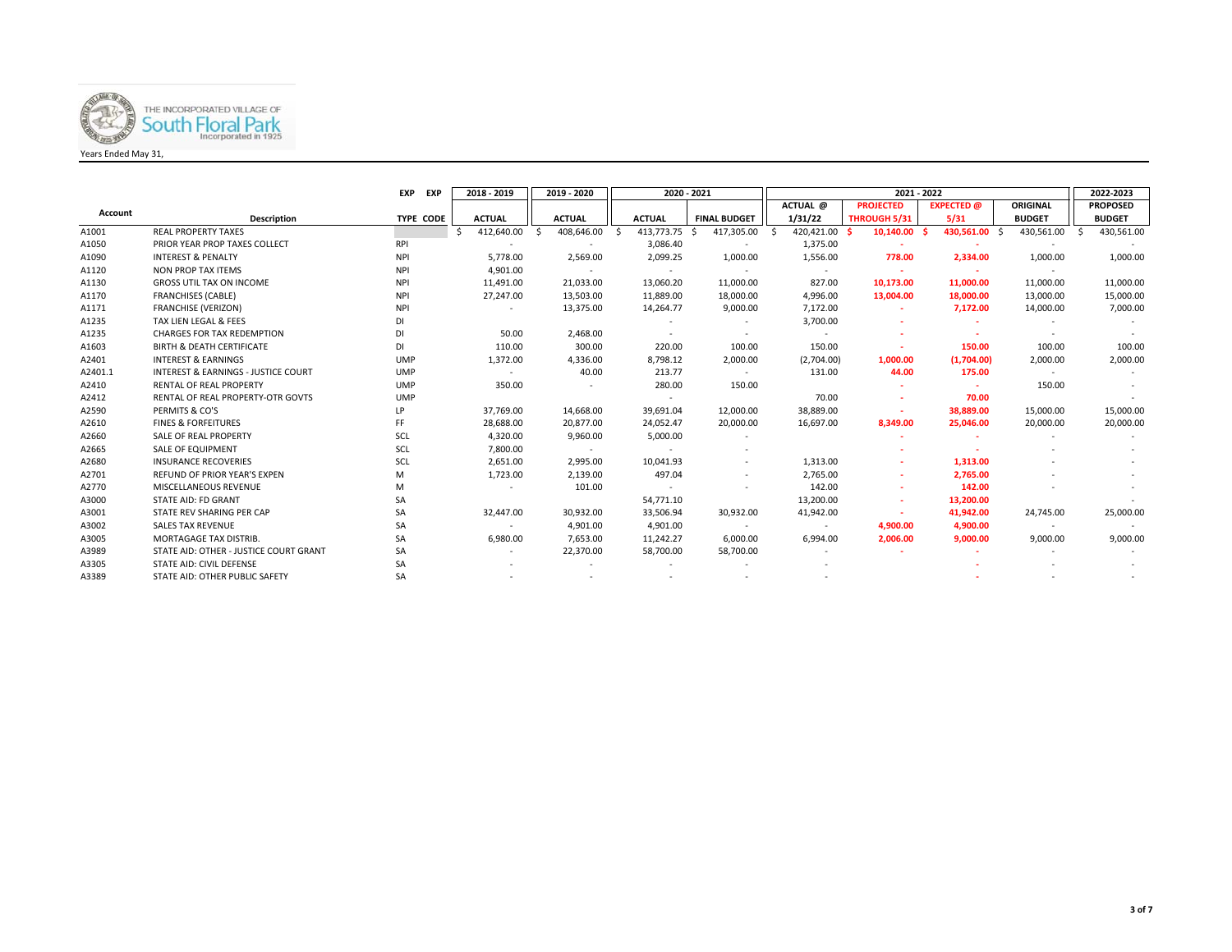THE INCORPORATED VILLAGE OF South Floral Park Incorporated in 1925

Years Ended May 31,

| Account | Description | EXP TYPE | EXP CODE | 2018 - 2019 ACTUAL | 2019 - 2020 ACTUAL | 2020 - 2021 ACTUAL | 2020 - 2021 FINAL BUDGET | 2021 - 2022 ACTUAL @ 1/31/22 | 2021 - 2022 PROJECTED THROUGH 5/31 | 2021 - 2022 EXPECTED @ 5/31 | 2021 - 2022 ORIGINAL BUDGET | 2022-2023 PROPOSED BUDGET |
|---|---|---|---|---|---|---|---|---|---|---|---|---|
| A1001 | REAL PROPERTY TAXES | | | $ 412,640.00 | $ 408,646.00 | $ 413,773.75 | $ 417,305.00 | $ 420,421.00 | $ 10,140.00 | $ 430,561.00 | $ 430,561.00 | $ 430,561.00 |
| A1050 | PRIOR YEAR PROP TAXES COLLECT | RPI | | - | - | 3,086.40 | - | 1,375.00 | - | - | - | - |
| A1090 | INTEREST & PENALTY | NPI | | 5,778.00 | 2,569.00 | 2,099.25 | 1,000.00 | 1,556.00 | 778.00 | 2,334.00 | 1,000.00 | 1,000.00 |
| A1120 | NON PROP TAX ITEMS | NPI | | 4,901.00 | - | - | - | - | - | - | - | |
| A1130 | GROSS UTIL TAX ON INCOME | NPI | | 11,491.00 | 21,033.00 | 13,060.20 | 11,000.00 | 827.00 | 10,173.00 | 11,000.00 | 11,000.00 | 11,000.00 |
| A1170 | FRANCHISES (CABLE) | NPI | | 27,247.00 | 13,503.00 | 11,889.00 | 18,000.00 | 4,996.00 | 13,004.00 | 18,000.00 | 13,000.00 | 15,000.00 |
| A1171 | FRANCHISE (VERIZON) | NPI | | - | 13,375.00 | 14,264.77 | 9,000.00 | 7,172.00 | - | 7,172.00 | 14,000.00 | 7,000.00 |
| A1235 | TAX LIEN LEGAL & FEES | DI | | | | - | - | 3,700.00 | - | - | - | - |
| A1235 | CHARGES FOR TAX REDEMPTION | DI | | 50.00 | 2,468.00 | - | - | - | - | - | - | - |
| A1603 | BIRTH & DEATH CERTIFICATE | DI | | 110.00 | 300.00 | 220.00 | 100.00 | 150.00 | - | 150.00 | 100.00 | 100.00 |
| A2401 | INTEREST & EARNINGS | UMP | | 1,372.00 | 4,336.00 | 8,798.12 | 2,000.00 | (2,704.00) | 1,000.00 | (1,704.00) | 2,000.00 | 2,000.00 |
| A2401.1 | INTEREST & EARNINGS - JUSTICE COURT | UMP | | - | 40.00 | 213.77 | - | 131.00 | 44.00 | 175.00 | - | - |
| A2410 | RENTAL OF REAL PROPERTY | UMP | | 350.00 | - | 280.00 | 150.00 | | - | - | 150.00 | - |
| A2412 | RENTAL OF REAL PROPERTY-OTR GOVTS | UMP | | | | - | | 70.00 | - | 70.00 | | - |
| A2590 | PERMITS & CO'S | LP | | 37,769.00 | 14,668.00 | 39,691.04 | 12,000.00 | 38,889.00 | - | 38,889.00 | 15,000.00 | 15,000.00 |
| A2610 | FINES & FORFEITURES | FF | | 28,688.00 | 20,877.00 | 24,052.47 | 20,000.00 | 16,697.00 | 8,349.00 | 25,046.00 | 20,000.00 | 20,000.00 |
| A2660 | SALE OF REAL PROPERTY | SCL | | 4,320.00 | 9,960.00 | 5,000.00 | - | | - | - | - | - |
| A2665 | SALE OF EQUIPMENT | SCL | | 7,800.00 | - | - | - | | - | - | - | - |
| A2680 | INSURANCE RECOVERIES | SCL | | 2,651.00 | 2,995.00 | 10,041.93 | - | 1,313.00 | - | 1,313.00 | - | - |
| A2701 | REFUND OF PRIOR YEAR'S EXPEN | M | | 1,723.00 | 2,139.00 | 497.04 | - | 2,765.00 | - | 2,765.00 | - | - |
| A2770 | MISCELLANEOUS REVENUE | M | | - | 101.00 | - | - | 142.00 | - | 142.00 | - | - |
| A3000 | STATE AID: FD GRANT | SA | | | | 54,771.10 | | 13,200.00 | - | 13,200.00 | | - |
| A3001 | STATE REV SHARING PER CAP | SA | | 32,447.00 | 30,932.00 | 33,506.94 | 30,932.00 | 41,942.00 | - | 41,942.00 | 24,745.00 | 25,000.00 |
| A3002 | SALES TAX REVENUE | SA | | - | 4,901.00 | 4,901.00 | - | - | 4,900.00 | 4,900.00 | - | - |
| A3005 | MORTAGAGE TAX DISTRIB. | SA | | 6,980.00 | 7,653.00 | 11,242.27 | 6,000.00 | 6,994.00 | 2,006.00 | 9,000.00 | 9,000.00 | 9,000.00 |
| A3989 | STATE AID: OTHER - JUSTICE COURT GRANT | SA | | - | 22,370.00 | 58,700.00 | 58,700.00 | - | - | - | - | - |
| A3305 | STATE AID: CIVIL DEFENSE | SA | | - | - | - | - | - | - | - | - | - |
| A3389 | STATE AID: OTHER PUBLIC SAFETY | SA | | - | - | - | - | - | - | - | - | - |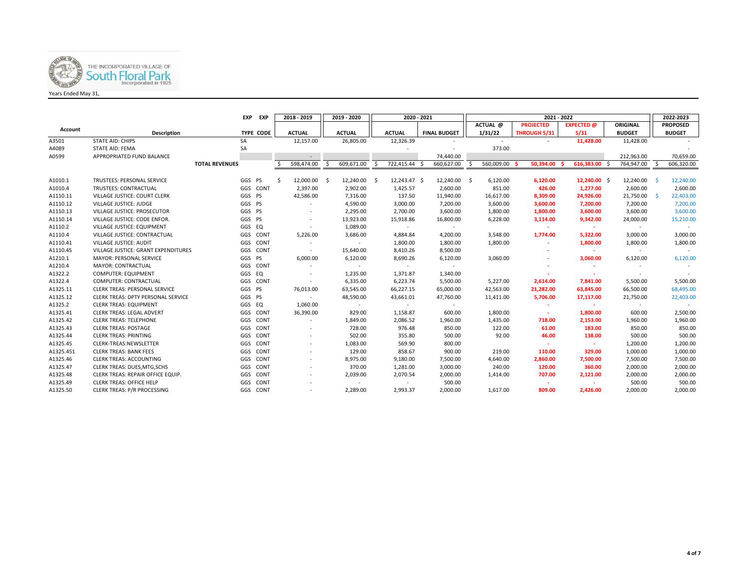THE INCORPORATED VILLAGE OF
# South Floral Park
Incorporated in 1925

Years Ended May 31,

| Account | Description | EXP TYPE | EXP CODE | 2018 - 2019 ACTUAL | 2019 - 2020 ACTUAL | 2020 - 2021 ACTUAL | 2020 - 2021 FINAL BUDGET | 2021 - 2022 ACTUAL @ 1/31/22 | 2021 - 2022 PROJECTED THROUGH 5/31 | 2021 - 2022 EXPECTED @ 5/31 | 2021 - 2022 ORIGINAL BUDGET | 2022-2023 PROPOSED BUDGET |
|---|---|---|---|---|---|---|---|---|---|---|---|---|
| A3501 | STATE AID: CHIPS | SA | | 12,157.00 | 26,805.00 | 12,326.39 | - | - | - | 11,428.00 | 11,428.00 | - |
| A4089 | STATE AID: FEMA | SA | | | | - | - | 373.00 | | | | - |
| A0599 | APPROPRIATED FUND BALANCE | | | - | | | 74,440.00 | | | | 212,963.00 | 70,659.00 |
| | TOTAL REVENUES | | | $ 598,474.00 | $ 609,671.00 | $ 722,415.44 | $ 660,627.00 | $ 560,009.00 | $ 50,394.00 | $ 616,383.00 | $ 764,947.00 | $ 606,320.00 |
| A1010.1 | TRUSTEES: PERSONAL SERVICE | GGS | PS | $ 12,000.00 | $ 12,240.00 | $ 12,243.47 | $ 12,240.00 | $ 6,120.00 | 6,120.00 | 12,240.00 | $ 12,240.00 | $ 12,240.00 |
| A1010.4 | TRUSTEES: CONTRACTUAL | GGS | CONT | 2,397.00 | 2,902.00 | 1,425.57 | 2,600.00 | 851.00 | 426.00 | 1,277.00 | 2,600.00 | 2,600.00 |
| A1110.11 | VILLAGE JUSTICE: COURT CLERK | GGS | PS | 42,586.00 | 7,316.00 | 137.50 | 11,940.00 | 16,617.00 | 8,309.00 | 24,926.00 | 21,750.00 | $ 22,403.00 |
| A1110.12 | VILLAGE JUSTICE: JUDGE | GGS | PS | - | 4,590.00 | 3,000.00 | 7,200.00 | 3,600.00 | 3,600.00 | 7,200.00 | 7,200.00 | 7,200.00 |
| A1110.13 | VILLAGE JUSTICE: PROSECUTOR | GGS | PS | - | 2,295.00 | 2,700.00 | 3,600.00 | 1,800.00 | 1,800.00 | 3,600.00 | 3,600.00 | 3,600.00 |
| A1110.14 | VILLAGE JUSTICE: CODE ENFOR. | GGS | PS | - | 13,923.00 | 15,918.86 | 16,800.00 | 6,228.00 | 3,114.00 | 9,342.00 | 24,000.00 | 15,210.00 |
| A1110.2 | VILLAGE JUSTICE: EQUIPMENT | GGS | EQ | - | 1,089.00 | - | - | | - | - | - | - |
| A1110.4 | VILLAGE JUSTICE: CONTRACTUAL | GGS | CONT | 5,226.00 | 3,686.00 | 4,884.84 | 4,200.00 | 3,548.00 | 1,774.00 | 5,322.00 | 3,000.00 | 3,000.00 |
| A1110.41 | VILLAGE JUSTICE: AUDIT | GGS | CONT | - | - | 1,800.00 | 1,800.00 | 1,800.00 | - | 1,800.00 | 1,800.00 | 1,800.00 |
| A1110.45 | VILLAGE JUSTICE: GRANT EXPENDITURES | GGS | CONT | - | 15,640.00 | 8,410.26 | 8,500.00 | | - | - | - | - |
| A1210.1 | MAYOR: PERSONAL SERVICE | GGS | PS | 6,000.00 | 6,120.00 | 8,690.26 | 6,120.00 | 3,060.00 | - | 3,060.00 | 6,120.00 | 6,120.00 |
| A1210.4 | MAYOR: CONTRACTUAL | GGS | CONT | - | - | - | - | | - | - | - | - |
| A1322.2 | COMPUTER: EQUIPMENT | GGS | EQ | - | 1,235.00 | 1,371.87 | 1,340.00 | | - | - | - | - |
| A1322.4 | COMPUTER: CONTRACTUAL | GGS | CONT | - | 6,335.00 | 6,223.74 | 5,500.00 | 5,227.00 | 2,614.00 | 7,841.00 | 5,500.00 | 5,500.00 |
| A1325.11 | CLERK TREAS: PERSONAL SERVICE | GGS | PS | 76,013.00 | 63,545.00 | 66,227.15 | 65,000.00 | 42,563.00 | 21,282.00 | 63,845.00 | 66,500.00 | 68,495.00 |
| A1325.12 | CLERK TREAS: DPTY PERSONAL SERVICE | GGS | PS | - | 48,590.00 | 43,661.01 | 47,760.00 | 11,411.00 | 5,706.00 | 17,117.00 | 21,750.00 | 22,403.00 |
| A1325.2 | CLERK TREAS: EQUIPMENT | GGS | EQ | 1,060.00 | - | - | - | | - | - | - | - |
| A1325.41 | CLERK TREAS: LEGAL ADVERT | GGS | CONT | 36,390.00 | 829.00 | 1,158.87 | 600.00 | 1,800.00 | - | 1,800.00 | 600.00 | 2,500.00 |
| A1325.42 | CLERK TREAS: TELEPHONE | GGS | CONT | - | 1,849.00 | 2,086.52 | 1,960.00 | 1,435.00 | 718.00 | 2,153.00 | 1,960.00 | 1,960.00 |
| A1325.43 | CLERK TREAS: POSTAGE | GGS | CONT | - | 728.00 | 976.48 | 850.00 | 122.00 | 61.00 | 183.00 | 850.00 | 850.00 |
| A1325.44 | CLERK TREAS: PRINTING | GGS | CONT | - | 502.00 | 355.80 | 500.00 | 92.00 | 46.00 | 138.00 | 500.00 | 500.00 |
| A1325.45 | CLERK-TREAS:NEWSLETTER | GGS | CONT | - | 1,083.00 | 569.90 | 800.00 | | - | - | 1,200.00 | 1,200.00 |
| A1325.451 | CLERK TREAS: BANK FEES | GGS | CONT | - | 129.00 | 858.67 | 900.00 | 219.00 | 110.00 | 329.00 | 1,000.00 | 1,000.00 |
| A1325.46 | CLERK TREAS: ACCOUNTING | GGS | CONT | - | 8,975.00 | 9,180.00 | 7,500.00 | 4,640.00 | 2,860.00 | 7,500.00 | 7,500.00 | 7,500.00 |
| A1325.47 | CLERK TREAS: DUES,MTG,SCHS | GGS | CONT | - | 370.00 | 1,281.00 | 3,000.00 | 240.00 | 120.00 | 360.00 | 2,000.00 | 2,000.00 |
| A1325.48 | CLERK TREAS: REPAIR OFFICE EQUIP. | GGS | CONT | - | 2,039.00 | 2,070.54 | 2,000.00 | 1,414.00 | 707.00 | 2,121.00 | 2,000.00 | 2,000.00 |
| A1325.49 | CLERK TREAS: OFFICE HELP | GGS | CONT | - | - | - | 500.00 | | - | - | 500.00 | 500.00 |
| A1325.50 | CLERK TREAS: P/R PROCESSING | GGS | CONT | - | 2,289.00 | 2,993.37 | 2,000.00 | 1,617.00 | 809.00 | 2,426.00 | 2,000.00 | 2,000.00 |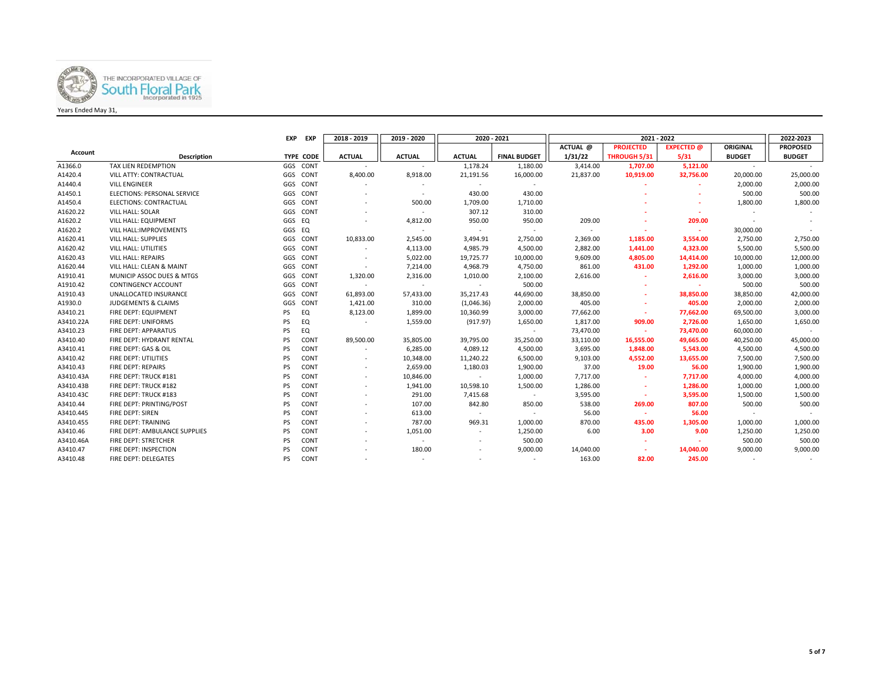THE INCORPORATED VILLAGE OF South Floral Park Incorporated in 1925

Years Ended May 31,

| Account | Description | EXP TYPE | EXP CODE | 2018 - 2019 ACTUAL | 2019 - 2020 ACTUAL | 2020 - 2021 ACTUAL | 2020 - 2021 FINAL BUDGET | 2021 - 2022 ACTUAL @ 1/31/22 | 2021 - 2022 PROJECTED THROUGH 5/31 | 2021 - 2022 EXPECTED @ 5/31 | 2021 - 2022 ORIGINAL BUDGET | 2022-2023 PROPOSED BUDGET |
|---|---|---|---|---|---|---|---|---|---|---|---|---|
| A1366.0 | TAX LIEN REDEMPTION | GGS | CONT | - | - | 1,178.24 | 1,180.00 | 3,414.00 | 1,707.00 | 5,121.00 | - | - |
| A1420.4 | VILL ATTY: CONTRACTUAL | GGS | CONT | 8,400.00 | 8,918.00 | 21,191.56 | 16,000.00 | 21,837.00 | 10,919.00 | 32,756.00 | 20,000.00 | 25,000.00 |
| A1440.4 | VILL ENGINEER | GGS | CONT | - | - | - | - | | - | - | 2,000.00 | 2,000.00 |
| A1450.1 | ELECTIONS: PERSONAL SERVICE | GGS | CONT | - | - | 430.00 | 430.00 | | - | - | 500.00 | 500.00 |
| A1450.4 | ELECTIONS: CONTRACTUAL | GGS | CONT | - | 500.00 | 1,709.00 | 1,710.00 | | - | - | 1,800.00 | 1,800.00 |
| A1620.22 | VILL HALL: SOLAR | GGS | CONT | - | - | 307.12 | 310.00 | | - | - | - | - |
| A1620.2 | VILL HALL: EQUIPMENT | GGS | EQ | - | 4,812.00 | 950.00 | 950.00 | 209.00 | - | 209.00 | - | - |
| A1620.2 | VILL HALL:IMPROVEMENTS | GGS | EQ | | - | - | - | - | - | - | 30,000.00 | - |
| A1620.41 | VILL HALL: SUPPLIES | GGS | CONT | 10,833.00 | 2,545.00 | 3,494.91 | 2,750.00 | 2,369.00 | 1,185.00 | 3,554.00 | 2,750.00 | 2,750.00 |
| A1620.42 | VILL HALL: UTILITIES | GGS | CONT | - | 4,113.00 | 4,985.79 | 4,500.00 | 2,882.00 | 1,441.00 | 4,323.00 | 5,500.00 | 5,500.00 |
| A1620.43 | VILL HALL: REPAIRS | GGS | CONT | - | 5,022.00 | 19,725.77 | 10,000.00 | 9,609.00 | 4,805.00 | 14,414.00 | 10,000.00 | 12,000.00 |
| A1620.44 | VILL HALL: CLEAN & MAINT | GGS | CONT | - | 7,214.00 | 4,968.79 | 4,750.00 | 861.00 | 431.00 | 1,292.00 | 1,000.00 | 1,000.00 |
| A1910.41 | MUNICIP ASSOC DUES & MTGS | GGS | CONT | 1,320.00 | 2,316.00 | 1,010.00 | 2,100.00 | 2,616.00 | - | 2,616.00 | 3,000.00 | 3,000.00 |
| A1910.42 | CONTINGENCY ACCOUNT | GGS | CONT | - | - | - | 500.00 | | - | - | 500.00 | 500.00 |
| A1910.43 | UNALLOCATED INSURANCE | GGS | CONT | 61,893.00 | 57,433.00 | 35,217.43 | 44,690.00 | 38,850.00 | - | 38,850.00 | 38,850.00 | 42,000.00 |
| A1930.0 | JUDGEMENTS & CLAIMS | GGS | CONT | 1,421.00 | 310.00 | (1,046.36) | 2,000.00 | 405.00 | - | 405.00 | 2,000.00 | 2,000.00 |
| A3410.21 | FIRE DEPT: EQUIPMENT | PS | EQ | 8,123.00 | 1,899.00 | 10,360.99 | 3,000.00 | 77,662.00 | - | 77,662.00 | 69,500.00 | 3,000.00 |
| A3410.22A | FIRE DEPT: UNIFORMS | PS | EQ | - | 1,559.00 | (917.97) | 1,650.00 | 1,817.00 | 909.00 | 2,726.00 | 1,650.00 | 1,650.00 |
| A3410.23 | FIRE DEPT: APPARATUS | PS | EQ | | | | - | 73,470.00 | - | 73,470.00 | 60,000.00 | - |
| A3410.40 | FIRE DEPT: HYDRANT RENTAL | PS | CONT | 89,500.00 | 35,805.00 | 39,795.00 | 35,250.00 | 33,110.00 | 16,555.00 | 49,665.00 | 40,250.00 | 45,000.00 |
| A3410.41 | FIRE DEPT: GAS & OIL | PS | CONT | - | 6,285.00 | 4,089.12 | 4,500.00 | 3,695.00 | 1,848.00 | 5,543.00 | 4,500.00 | 4,500.00 |
| A3410.42 | FIRE DEPT: UTILITIES | PS | CONT | - | 10,348.00 | 11,240.22 | 6,500.00 | 9,103.00 | 4,552.00 | 13,655.00 | 7,500.00 | 7,500.00 |
| A3410.43 | FIRE DEPT: REPAIRS | PS | CONT | - | 2,659.00 | 1,180.03 | 1,900.00 | 37.00 | 19.00 | 56.00 | 1,900.00 | 1,900.00 |
| A3410.43A | FIRE DEPT: TRUCK #181 | PS | CONT | - | 10,846.00 | - | 1,000.00 | 7,717.00 | - | 7,717.00 | 4,000.00 | 4,000.00 |
| A3410.43B | FIRE DEPT: TRUCK #182 | PS | CONT | - | 1,941.00 | 10,598.10 | 1,500.00 | 1,286.00 | - | 1,286.00 | 1,000.00 | 1,000.00 |
| A3410.43C | FIRE DEPT: TRUCK #183 | PS | CONT | - | 291.00 | 7,415.68 | - | 3,595.00 | - | 3,595.00 | 1,500.00 | 1,500.00 |
| A3410.44 | FIRE DEPT: PRINTING/POST | PS | CONT | - | 107.00 | 842.80 | 850.00 | 538.00 | 269.00 | 807.00 | 500.00 | 500.00 |
| A3410.445 | FIRE DEPT: SIREN | PS | CONT | - | 613.00 | - | - | 56.00 | - | 56.00 | - | - |
| A3410.455 | FIRE DEPT: TRAINING | PS | CONT | - | 787.00 | 969.31 | 1,000.00 | 870.00 | 435.00 | 1,305.00 | 1,000.00 | 1,000.00 |
| A3410.46 | FIRE DEPT: AMBULANCE SUPPLIES | PS | CONT | - | 1,051.00 | - | 1,250.00 | 6.00 | 3.00 | 9.00 | 1,250.00 | 1,250.00 |
| A3410.46A | FIRE DEPT: STRETCHER | PS | CONT | - | - | - | 500.00 | | - | - | 500.00 | 500.00 |
| A3410.47 | FIRE DEPT: INSPECTION | PS | CONT | - | 180.00 | - | 9,000.00 | 14,040.00 | - | 14,040.00 | 9,000.00 | 9,000.00 |
| A3410.48 | FIRE DEPT: DELEGATES | PS | CONT | - | - | - | - | 163.00 | 82.00 | 245.00 | - | - |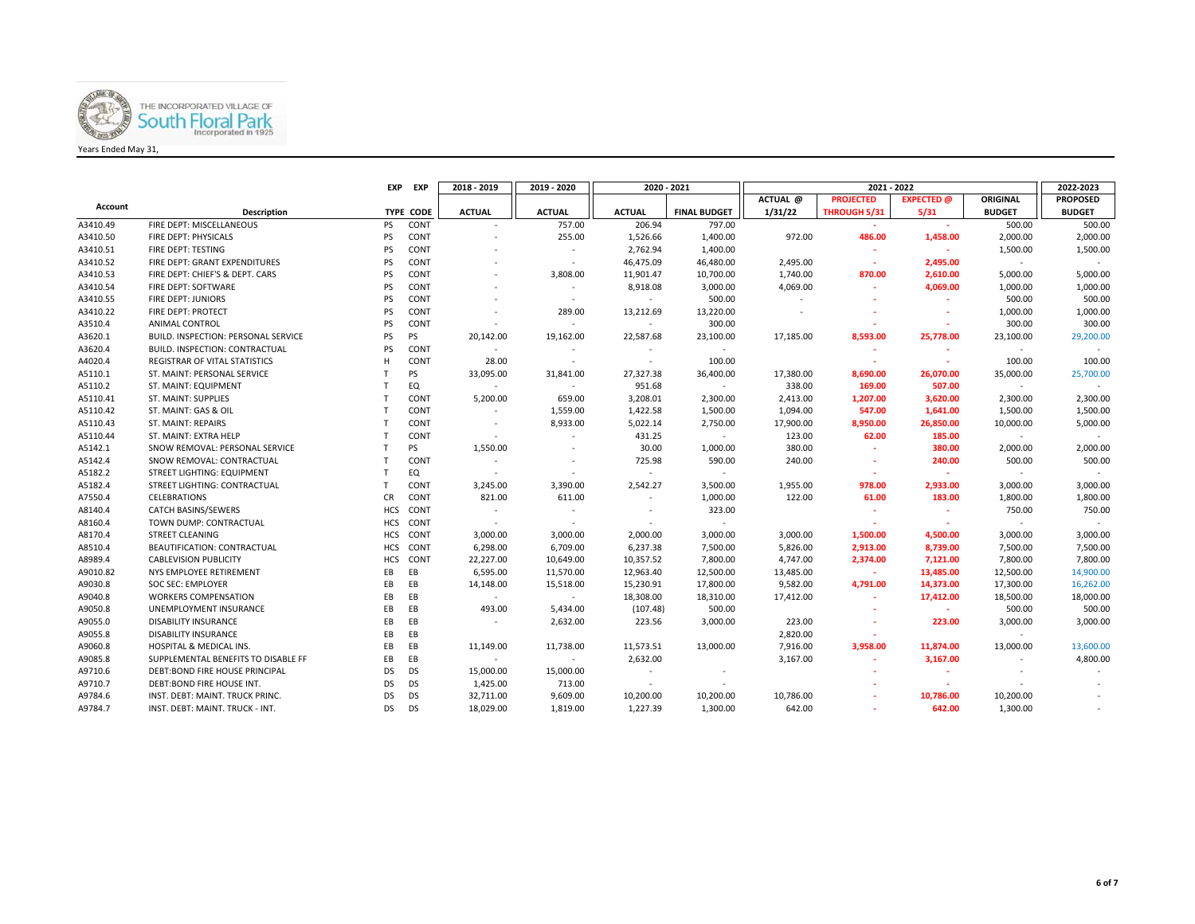THE INCORPORATED VILLAGE OF South Floral Park Incorporated in 1925

Years Ended May 31,

| Account | Description | EXP TYPE | EXP CODE | 2018 - 2019 ACTUAL | 2019 - 2020 ACTUAL | 2020 - 2021 ACTUAL | 2020 - 2021 FINAL BUDGET | 2021 - 2022 ACTUAL @ 1/31/22 | 2021 - 2022 PROJECTED THROUGH 5/31 | 2021 - 2022 EXPECTED @ 5/31 | 2021 - 2022 ORIGINAL BUDGET | 2022-2023 PROPOSED BUDGET |
|---|---|---|---|---|---|---|---|---|---|---|---|---|
| A3410.49 | FIRE DEPT: MISCELLANEOUS | PS | CONT | - | 757.00 | 206.94 | 797.00 | | - | - | 500.00 | 500.00 |
| A3410.50 | FIRE DEPT: PHYSICALS | PS | CONT | - | 255.00 | 1,526.66 | 1,400.00 | 972.00 | 486.00 | 1,458.00 | 2,000.00 | 2,000.00 |
| A3410.51 | FIRE DEPT: TESTING | PS | CONT | - | - | 2,762.94 | 1,400.00 | | - | - | 1,500.00 | 1,500.00 |
| A3410.52 | FIRE DEPT: GRANT EXPENDITURES | PS | CONT | - | - | 46,475.09 | 46,480.00 | 2,495.00 | - | 2,495.00 | - | - |
| A3410.53 | FIRE DEPT: CHIEF'S & DEPT. CARS | PS | CONT | - | 3,808.00 | 11,901.47 | 10,700.00 | 1,740.00 | 870.00 | 2,610.00 | 5,000.00 | 5,000.00 |
| A3410.54 | FIRE DEPT: SOFTWARE | PS | CONT | - | - | 8,918.08 | 3,000.00 | 4,069.00 | - | 4,069.00 | 1,000.00 | 1,000.00 |
| A3410.55 | FIRE DEPT: JUNIORS | PS | CONT | - | - | - | 500.00 | - | - | - | 500.00 | 500.00 |
| A3410.22 | FIRE DEPT: PROTECT | PS | CONT | - | 289.00 | 13,212.69 | 13,220.00 | - | - | - | 1,000.00 | 1,000.00 |
| A3510.4 | ANIMAL CONTROL | PS | CONT | - | - | - | 300.00 | | - | - | 300.00 | 300.00 |
| A3620.1 | BUILD. INSPECTION: PERSONAL SERVICE | PS | PS | 20,142.00 | 19,162.00 | 22,587.68 | 23,100.00 | 17,185.00 | 8,593.00 | 25,778.00 | 23,100.00 | 29,200.00 |
| A3620.4 | BUILD. INSPECTION: CONTRACTUAL | PS | CONT | - | - | - | - | | - | - | - | - |
| A4020.4 | REGISTRAR OF VITAL STATISTICS | H | CONT | 28.00 | - | - | 100.00 | | - | - | 100.00 | 100.00 |
| A5110.1 | ST. MAINT: PERSONAL SERVICE | T | PS | 33,095.00 | 31,841.00 | 27,327.38 | 36,400.00 | 17,380.00 | 8,690.00 | 26,070.00 | 35,000.00 | 25,700.00 |
| A5110.2 | ST. MAINT: EQUIPMENT | T | EQ | - | - | 951.68 | - | 338.00 | 169.00 | 507.00 | - | - |
| A5110.41 | ST. MAINT: SUPPLIES | T | CONT | 5,200.00 | 659.00 | 3,208.01 | 2,300.00 | 2,413.00 | 1,207.00 | 3,620.00 | 2,300.00 | 2,300.00 |
| A5110.42 | ST. MAINT: GAS & OIL | T | CONT | - | 1,559.00 | 1,422.58 | 1,500.00 | 1,094.00 | 547.00 | 1,641.00 | 1,500.00 | 1,500.00 |
| A5110.43 | ST. MAINT: REPAIRS | T | CONT | - | 8,933.00 | 5,022.14 | 2,750.00 | 17,900.00 | 8,950.00 | 26,850.00 | 10,000.00 | 5,000.00 |
| A5110.44 | ST. MAINT: EXTRA HELP | T | CONT | - | - | 431.25 | - | 123.00 | 62.00 | 185.00 | - | - |
| A5142.1 | SNOW REMOVAL: PERSONAL SERVICE | T | PS | 1,550.00 | - | 30.00 | 1,000.00 | 380.00 | - | 380.00 | 2,000.00 | 2,000.00 |
| A5142.4 | SNOW REMOVAL: CONTRACTUAL | T | CONT | - | - | 725.98 | 590.00 | 240.00 | - | 240.00 | 500.00 | 500.00 |
| A5182.2 | STREET LIGHTING: EQUIPMENT | T | EQ | - | - | - | - | | - | - | - | - |
| A5182.4 | STREET LIGHTING: CONTRACTUAL | T | CONT | 3,245.00 | 3,390.00 | 2,542.27 | 3,500.00 | 1,955.00 | 978.00 | 2,933.00 | 3,000.00 | 3,000.00 |
| A7550.4 | CELEBRATIONS | CR | CONT | 821.00 | 611.00 | - | 1,000.00 | 122.00 | 61.00 | 183.00 | 1,800.00 | 1,800.00 |
| A8140.4 | CATCH BASINS/SEWERS | HCS | CONT | - | - | - | 323.00 | | - | - | 750.00 | 750.00 |
| A8160.4 | TOWN DUMP: CONTRACTUAL | HCS | CONT | - | - | - | - | | | | - | - |
| A8170.4 | STREET CLEANING | HCS | CONT | 3,000.00 | 3,000.00 | 2,000.00 | 3,000.00 | 3,000.00 | 1,500.00 | 4,500.00 | 3,000.00 | 3,000.00 |
| A8510.4 | BEAUTIFICATION: CONTRACTUAL | HCS | CONT | 6,298.00 | 6,709.00 | 6,237.38 | 7,500.00 | 5,826.00 | 2,913.00 | 8,739.00 | 7,500.00 | 7,500.00 |
| A8989.4 | CABLEVISION PUBLICITY | HCS | CONT | 22,227.00 | 10,649.00 | 10,357.52 | 7,800.00 | 4,747.00 | 2,374.00 | 7,121.00 | 7,800.00 | 7,800.00 |
| A9010.82 | NYS EMPLOYEE RETIREMENT | EB | EB | 6,595.00 | 11,570.00 | 12,963.40 | 12,500.00 | 13,485.00 | - | 13,485.00 | 12,500.00 | 14,900.00 |
| A9030.8 | SOC SEC: EMPLOYER | EB | EB | 14,148.00 | 15,518.00 | 15,230.91 | 17,800.00 | 9,582.00 | 4,791.00 | 14,373.00 | 17,300.00 | 16,262.00 |
| A9040.8 | WORKERS COMPENSATION | EB | EB | - | - | 18,308.00 | 18,310.00 | 17,412.00 | - | 17,412.00 | 18,500.00 | 18,000.00 |
| A9050.8 | UNEMPLOYMENT INSURANCE | EB | EB | 493.00 | 5,434.00 | (107.48) | 500.00 | | - | - | 500.00 | 500.00 |
| A9055.0 | DISABILITY INSURANCE | EB | EB | - | 2,632.00 | 223.56 | 3,000.00 | 223.00 | - | 223.00 | 3,000.00 | 3,000.00 |
| A9055.8 | DISABILITY INSURANCE | EB | EB | | | | | 2,820.00 | - | | - | |
| A9060.8 | HOSPITAL & MEDICAL INS. | EB | EB | 11,149.00 | 11,738.00 | 11,573.51 | 13,000.00 | 7,916.00 | 3,958.00 | 11,874.00 | 13,000.00 | 13,600.00 |
| A9085.8 | SUPPLEMENTAL BENEFITS TO DISABLE FF | EB | EB | - | - | 2,632.00 | | 3,167.00 | - | 3,167.00 | - | 4,800.00 |
| A9710.6 | DEBT:BOND FIRE HOUSE PRINCIPAL | DS | DS | 15,000.00 | 15,000.00 | - | - | | - | - | - | - |
| A9710.7 | DEBT:BOND FIRE HOUSE INT. | DS | DS | 1,425.00 | 713.00 | - | - | | - | - | - | - |
| A9784.6 | INST. DEBT: MAINT. TRUCK PRINC. | DS | DS | 32,711.00 | 9,609.00 | 10,200.00 | 10,200.00 | 10,786.00 | - | 10,786.00 | 10,200.00 | - |
| A9784.7 | INST. DEBT: MAINT. TRUCK - INT. | DS | DS | 18,029.00 | 1,819.00 | 1,227.39 | 1,300.00 | 642.00 | - | 642.00 | 1,300.00 | - |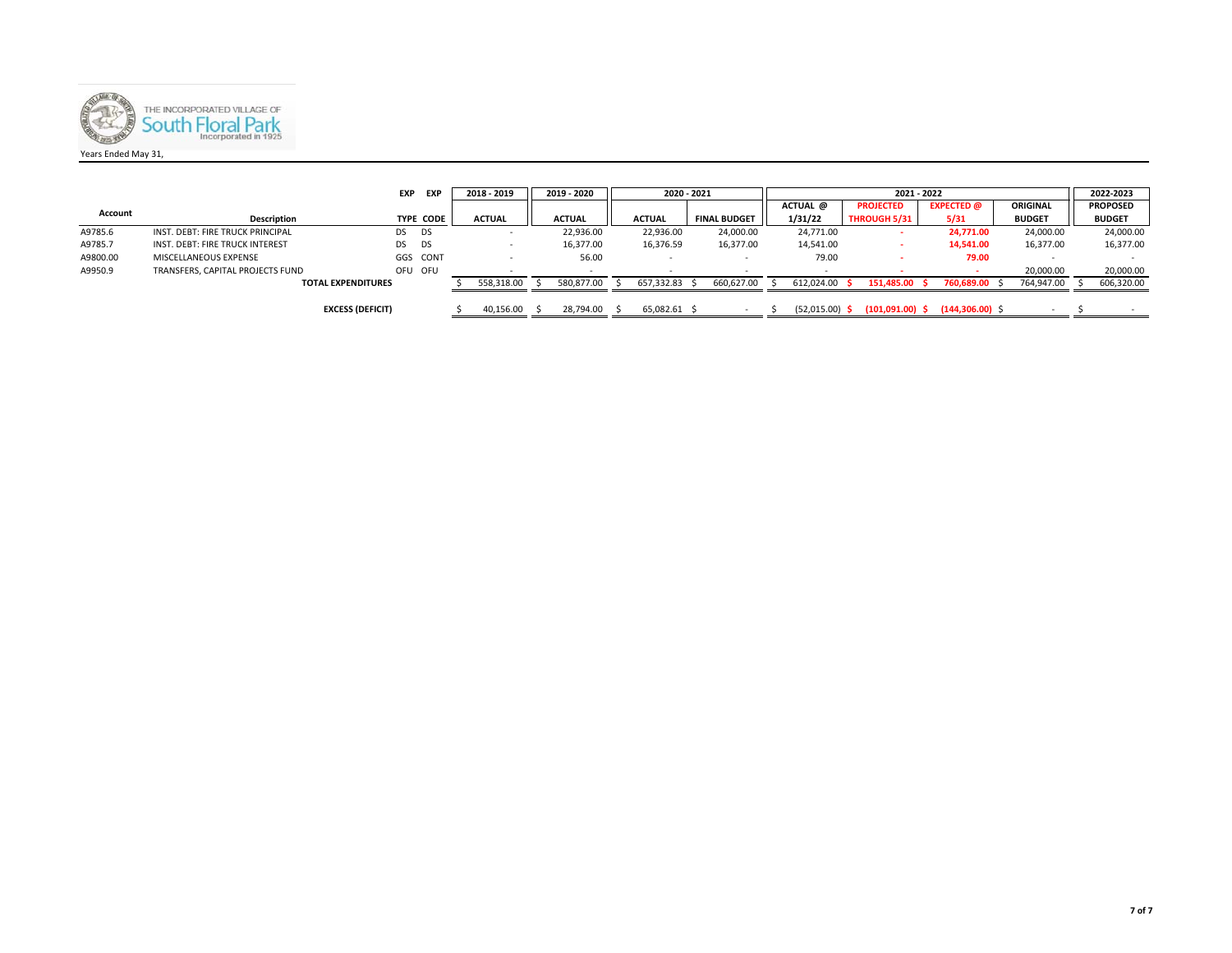THE INCORPORATED VILLAGE OF South Floral Park Incorporated in 1925

Years Ended May 31,

| Account | Description | EXP TYPE | EXP CODE | 2018 - 2019 ACTUAL | 2019 - 2020 ACTUAL | 2020 - 2021 ACTUAL | 2020 - 2021 FINAL BUDGET | 2021 - 2022 ACTUAL @ 1/31/22 | 2021 - 2022 PROJECTED THROUGH 5/31 | 2021 - 2022 EXPECTED @ 5/31 | 2021 - 2022 ORIGINAL BUDGET | 2022-2023 PROPOSED BUDGET |
|---|---|---|---|---|---|---|---|---|---|---|---|---|
| A9785.6 | INST. DEBT: FIRE TRUCK PRINCIPAL | DS | DS | - | 22,936.00 | 22,936.00 | 24,000.00 | 24,771.00 | - | 24,771.00 | 24,000.00 | 24,000.00 |
| A9785.7 | INST. DEBT: FIRE TRUCK INTEREST | DS | DS | - | 16,377.00 | 16,376.59 | 16,377.00 | 14,541.00 | - | 14,541.00 | 16,377.00 | 16,377.00 |
| A9800.00 | MISCELLANEOUS EXPENSE | GGS | CONT | - | 56.00 | - | - | 79.00 | - | 79.00 | - | - |
| A9950.9 | TRANSFERS, CAPITAL PROJECTS FUND | OFU | OFU | - | - | - | - | - | - | - | 20,000.00 | 20,000.00 |
| | **TOTAL EXPENDITURES** | | | $ 558,318.00 | $ 580,877.00 | $ 657,332.83 | $ 660,627.00 | $ 612,024.00 | $ 151,485.00 | $ 760,689.00 | $ 764,947.00 | $ 606,320.00 |
| | **EXCESS (DEFICIT)** | | | $ 40,156.00 | $ 28,794.00 | $ 65,082.61 | $ - | $ (52,015.00) | $ (101,091.00) | $ (144,306.00) | $ - | $ - |